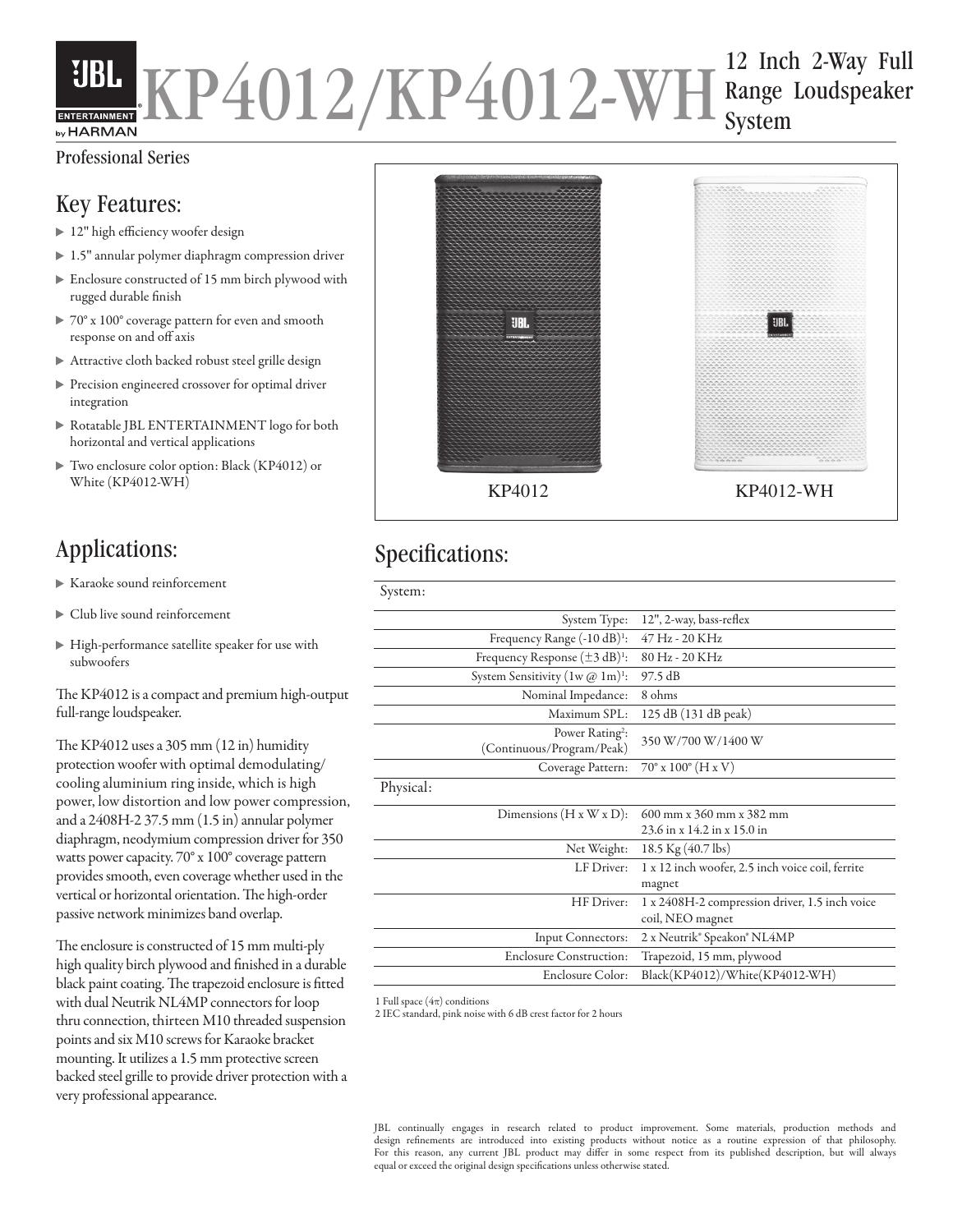# KP4012/KP4012-WH

12 Inch 2-Way Full Range Loudspeaker System

Professional Series

## Key Features:

- 12" high efficiency woofer design
- 1.5" annular polymer diaphragm compression driver
- Enclosure constructed of 15 mm birch plywood with rugged durable finish
- 70° x 100° coverage pattern for even and smooth response on and off axis
- Attractive cloth backed robust steel grille design
- Precision engineered crossover for optimal driver integration
- Rotatable JBL ENTERTAINMENT logo for both horizontal and vertical applications
- Two enclosure color option: Black (KP4012) or White (KP4012-WH)

KP4012 KP4012-WH

## Applications:

- Karaoke sound reinforcement
- Club live sound reinforcement
- High-performance satellite speaker for use with subwoofers

The KP4012 is a compact and premium high-output full-range loudspeaker.

The KP4012 uses a 305 mm (12 in) humidity protection woofer with optimal demodulating/cooling aluminium ring inside, which is high power, low distortion and low power compression, and a 2408H-2 37.5 mm (1.5 in) annular polymer diaphragm, neodymium compression driver for 350 watts power capacity. 70° x 100° coverage pattern provides smooth, even coverage whether used in the vertical or horizontal orientation. The high-order passive network minimizes band overlap.

The enclosure is constructed of 15 mm multi-ply high quality birch plywood and finished in a durable black paint coating. The trapezoid enclosure is fitted with dual Neutrik NL4MP connectors for loop thru connection, thirteen M10 threaded suspension points and six M10 screws for Karaoke bracket mounting. It utilizes a 1.5 mm protective screen backed steel grille to provide driver protection with a very professional appearance.

## Specifications:

| System: | |
|---|---|
| System Type: | 12", 2-way, bass-reflex |
| Frequency Range (-10 dB)[1]: | 47 Hz - 20 KHz |
| Frequency Response (±3 dB)[1]: | 80 Hz - 20 KHz |
| System Sensitivity (1w @ 1m)[1]: | 97.5 dB |
| Nominal Impedance: | 8 ohms |
| Maximum SPL: | 125 dB (131 dB peak) |
| Power Rating[2]: (Continuous/Program/Peak) | 350 W/700 W/1400 W |
| Coverage Pattern: | 70° x 100° (H x V) |
| **Physical:** | |
| Dimensions (H x W x D): | 600 mm x 360 mm x 382 mm<br>23.6 in x 14.2 in x 15.0 in |
| Net Weight: | 18.5 Kg (40.7 lbs) |
| LF Driver: | 1 x 12 inch woofer, 2.5 inch voice coil, ferrite magnet |
| HF Driver: | 1 x 2408H-2 compression driver, 1.5 inch voice coil, NEO magnet |
| Input Connectors: | 2 x Neutrik® Speakon® NL4MP |
| Enclosure Construction: | Trapezoid, 15 mm, plywood |
| Enclosure Color: | Black(KP4012)/White(KP4012-WH) |

1 Full space ($4\pi$) conditions
2 IEC standard, pink noise with 6 dB crest factor for 2 hours

JBL continually engages in research related to product improvement. Some materials, production methods and design refinements are introduced into existing products without notice as a routine expression of that philosophy. For this reason, any current JBL product may differ in some respect from its published description, but will always equal or exceed the original design specifications unless otherwise stated.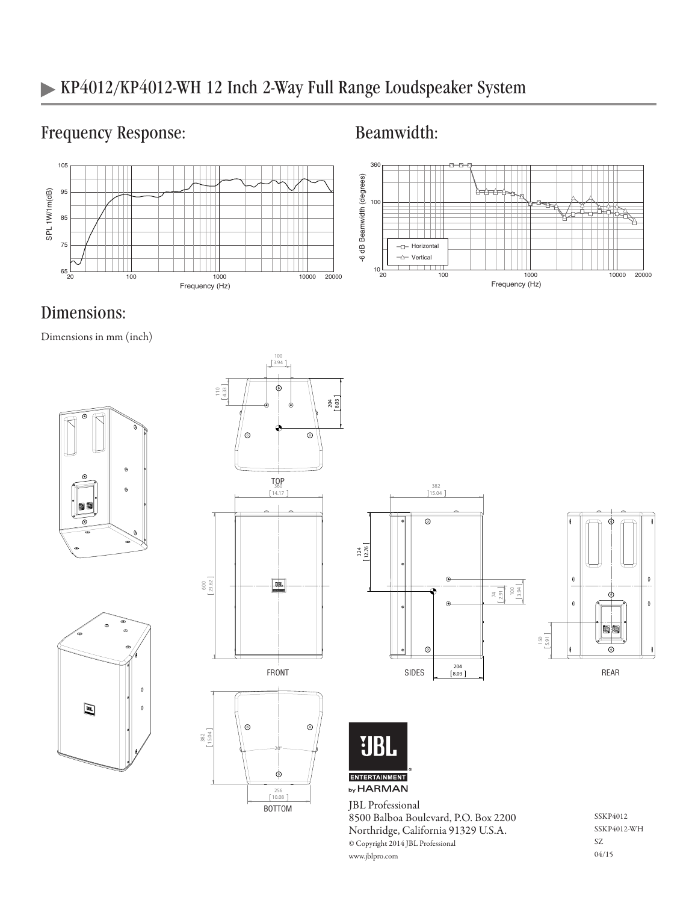# ▶ KP4012/KP4012-WH 12 Inch 2-Way Full Range Loudspeaker System

## Frequency Response:

SPL 1W/1m(dB)

105
95
85
75
65

20 100 1000 10000 20000

Frequency (Hz)

## Beamwidth:

-6 dB Beamwidth (degrees)

360
100
10

20 100 1000 10000 20000

Frequency (Hz)

Horizontal

Vertical

## Dimensions:

Dimensions in mm (inch)

100 [3.94]

110 [4.33]

204 [8.03]

TOP

360 [14.17]

600 [23.62]

FRONT

382 [15.04]

324 [12.76]

74 [2.91]

100 [3.94]

204 [8.03]

SIDES

150 [5.91]

REAR

382 [15.04]

20°

256 [10.08]

BOTTOM

JBL ENTERTAINMENT by HARMAN

JBL Professional
8500 Balboa Boulevard, P.O. Box 2200
Northridge, California 91329 U.S.A.
© Copyright 2014 JBL Professional
www.jblpro.com

SSKP4012
SSKP4012-WH
SZ
04/15